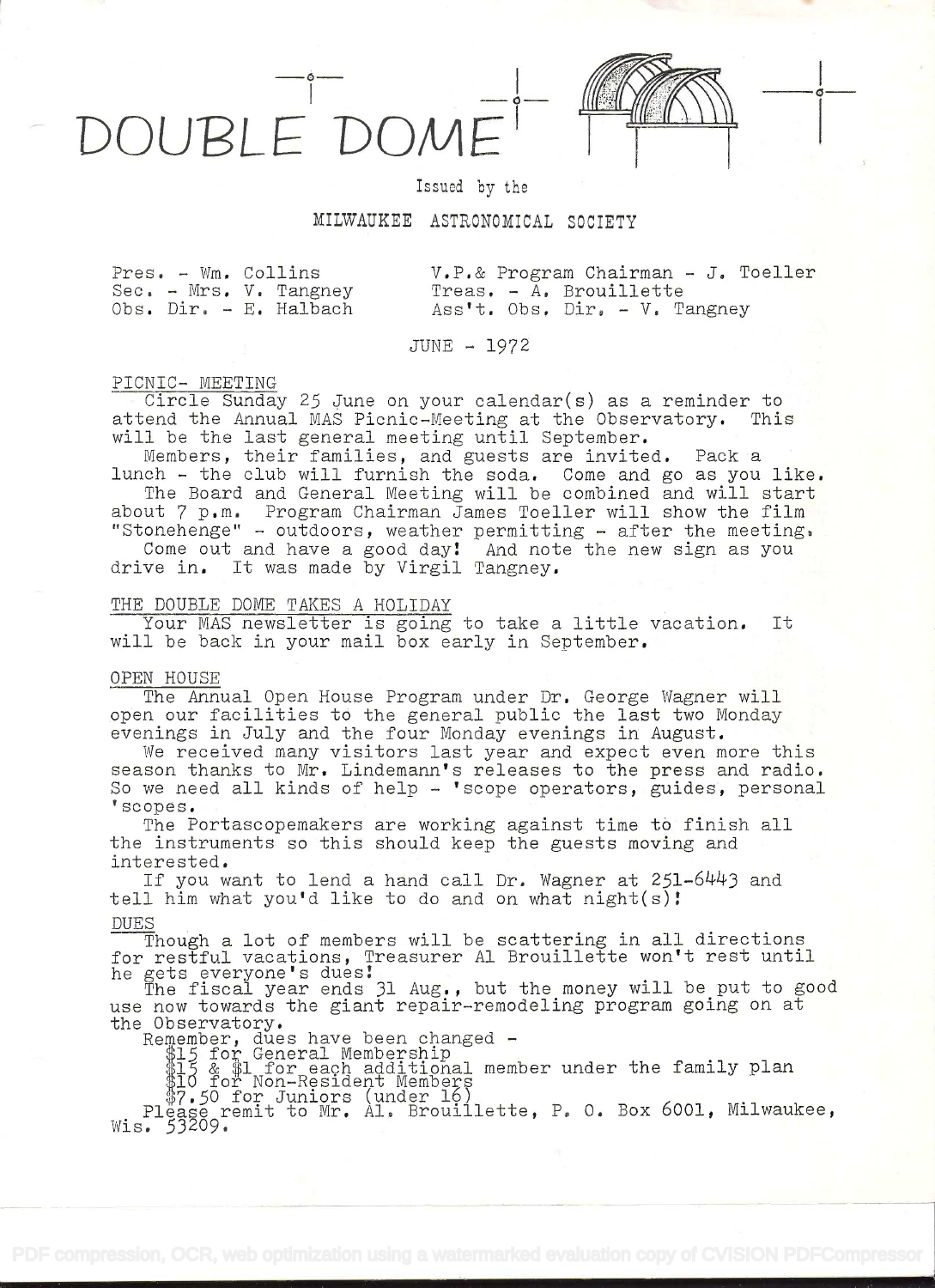# DOUBLE DOME

Issued by the

MILWAUKEE ASTRONOMICAL SOCIETY

Pres. - Wm. Collins
Sec. - Mrs. V. Tangney
Obs. Dir. - E. Halbach

V.P.& Program Chairman - J. Toeller
Treas. - A. Brouillette
Ass't. Obs. Dir. - V. Tangney

JUNE - 1972

## PICNIC- MEETING

Circle Sunday 25 June on your calendar(s) as a reminder to attend the Annual MAS Picnic-Meeting at the Observatory. This will be the last general meeting until September.

Members, their families, and guests are invited. Pack a lunch - the club will furnish the soda. Come and go as you like.

The Board and General Meeting will be combined and will start about 7 p.m. Program Chairman James Toeller will show the film "Stonehenge" - outdoors, weather permitting - after the meeting.

Come out and have a good day! And note the new sign as you drive in. It was made by Virgil Tangney.

## THE DOUBLE DOME TAKES A HOLIDAY

Your MAS newsletter is going to take a little vacation. It will be back in your mail box early in September.

## OPEN HOUSE

The Annual Open House Program under Dr. George Wagner will open our facilities to the general public the last two Monday evenings in July and the four Monday evenings in August.

We received many visitors last year and expect even more this season thanks to Mr. Lindemann's releases to the press and radio. So we need all kinds of help - 'scope operators, guides, personal 'scopes.

The Portascopemakers are working against time to finish all the instruments so this should keep the guests moving and interested.

If you want to lend a hand call Dr. Wagner at 251-6443 and tell him what you'd like to do and on what night(s)!

## DUES

Though a lot of members will be scattering in all directions for restful vacations, Treasurer Al Brouillette won't rest until he gets everyone's dues!

The fiscal year ends 31 Aug., but the money will be put to good use now towards the giant repair-remodeling program going on at the Observatory.

Remember, dues have been changed -

$15 for General Membership
$15 & $1 for each additional member under the family plan
$10 for Non-Resident Members
$7.50 for Juniors (under 16)

Please remit to Mr. Al. Brouillette, P. O. Box 6001, Milwaukee, Wis. 53209.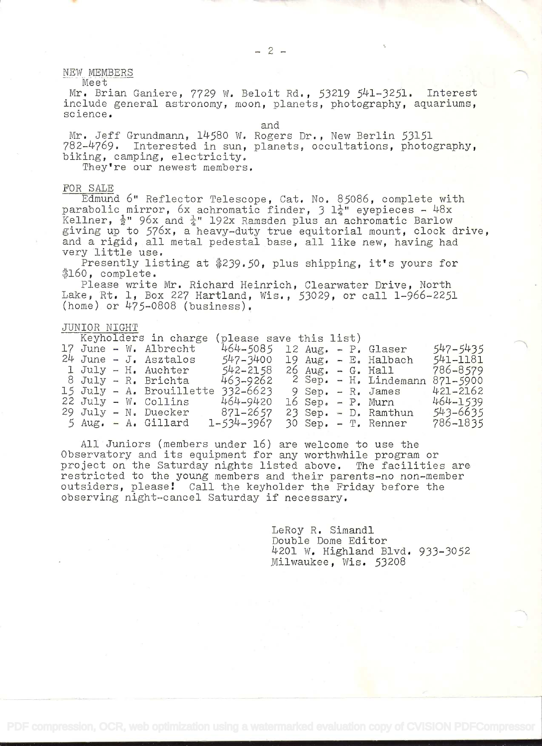## NEW MEMBERS

Meet

Mr. Brian Ganiere, 7729 W. Beloit Rd., 53219 541-3251. Interest include general astronomy, moon, planets, photography, aquariums, science.

and

Mr. Jeff Grundmann, 14580 W. Rogers Dr., New Berlin 53151 782-4769. Interested in sun, planets, occultations, photography, biking, camping, electricity.

They're our newest members.

## FOR SALE

Edmund 6" Reflector Telescope, Cat. No. 85086, complete with parabolic mirror, 6x achromatic finder, 3 1¼" eyepieces - 48x Kellner, ½" 96x and ¼" 192x Ramsden plus an achromatic Barlow giving up to 576x, a heavy-duty true equitorial mount, clock drive, and a rigid, all metal pedestal base, all like new, having had very little use.

Presently listing at $239.50, plus shipping, it's yours for $160, complete.

Please write Mr. Richard Heinrich, Clearwater Drive, North Lake, Rt. 1, Box 227 Hartland, Wis., 53029, or call 1-966-2251 (home) or 475-0808 (business).

## JUNIOR NIGHT

Keyholders in charge (please save this list)

| | | | | | |
|---|---|---|---|---|---|
| 17 June | W. Albrecht | 464-5085 | 12 Aug. | P. Glaser | 547-5435 |
| 24 June | J. Asztalos | 547-3400 | 19 Aug. | E. Halbach | 541-1181 |
| 1 July | H. Auchter | 542-2158 | 26 Aug. | G. Hall | 786-8579 |
| 8 July | R. Brichta | 463-9262 | 2 Sep. | H. Lindemann | 871-5900 |
| 15 July | A. Brouillette | 332-6623 | 9 Sep. | R. James | 421-2162 |
| 22 July | W. Collins | 464-9420 | 16 Sep. | P. Murn | 464-1539 |
| 29 July | N. Duecker | 871-2657 | 23 Sep. | D. Ramthun | 543-6635 |
| 5 Aug. | A. Gillard | 1-534-3967 | 30 Sep. | T. Renner | 786-1835 |

All Juniors (members under 16) are welcome to use the Observatory and its equipment for any worthwhile program or project on the Saturday nights listed above. The facilities are restricted to the young members and their parents-no non-member outsiders, please! Call the keyholder the Friday before the observing night-cancel Saturday if necessary.

LeRoy R. Simandl
Double Dome Editor
4201 W. Highland Blvd. 933-3052
Milwaukee, Wis. 53208